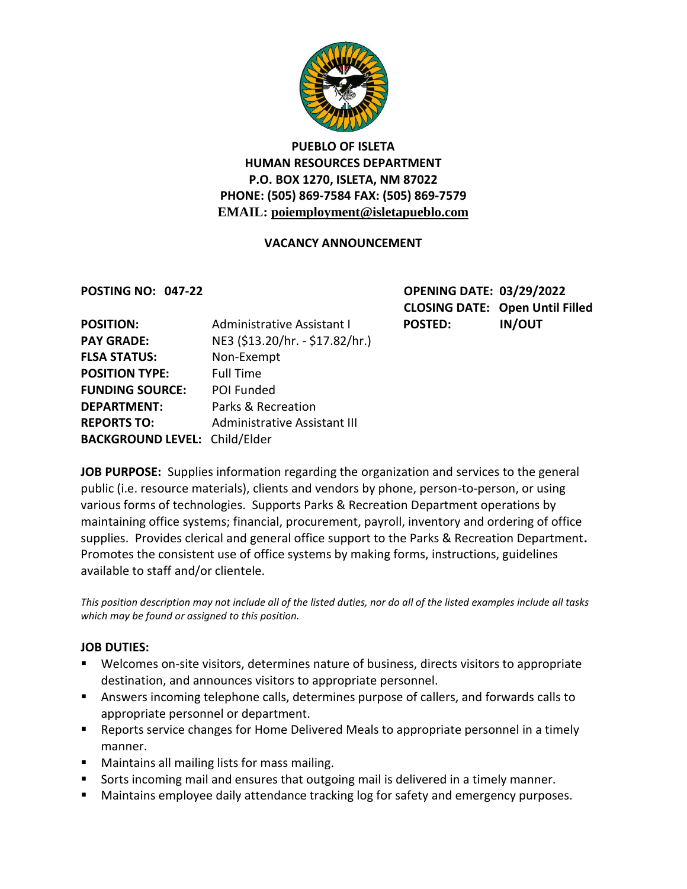**PUEBLO OF ISLETA**
**HUMAN RESOURCES DEPARTMENT**
**P.O. BOX 1270, ISLETA, NM 87022**
**PHONE: (505) 869-7584 FAX: (505) 869-7579**
**EMAIL: poiemployment@isletapueblo.com**

## VACANCY ANNOUNCEMENT

**POSTING NO: 047-22**

**OPENING DATE: 03/29/2022**
**CLOSING DATE: Open Until Filled**
**POSTED: IN/OUT**

| | |
|---|---|
| **POSITION:** | Administrative Assistant I |
| **PAY GRADE:** | NE3 ($13.20/hr. - $17.82/hr.) |
| **FLSA STATUS:** | Non-Exempt |
| **POSITION TYPE:** | Full Time |
| **FUNDING SOURCE:** | POI Funded |
| **DEPARTMENT:** | Parks & Recreation |
| **REPORTS TO:** | Administrative Assistant III |
| **BACKGROUND LEVEL:** | Child/Elder |

**JOB PURPOSE:** Supplies information regarding the organization and services to the general public (i.e. resource materials), clients and vendors by phone, person-to-person, or using various forms of technologies. Supports Parks & Recreation Department operations by maintaining office systems; financial, procurement, payroll, inventory and ordering of office supplies. Provides clerical and general office support to the Parks & Recreation Department. Promotes the consistent use of office systems by making forms, instructions, guidelines available to staff and/or clientele.

*This position description may not include all of the listed duties, nor do all of the listed examples include all tasks which may be found or assigned to this position.*

**JOB DUTIES:**

- Welcomes on-site visitors, determines nature of business, directs visitors to appropriate destination, and announces visitors to appropriate personnel.
- Answers incoming telephone calls, determines purpose of callers, and forwards calls to appropriate personnel or department.
- Reports service changes for Home Delivered Meals to appropriate personnel in a timely manner.
- Maintains all mailing lists for mass mailing.
- Sorts incoming mail and ensures that outgoing mail is delivered in a timely manner.
- Maintains employee daily attendance tracking log for safety and emergency purposes.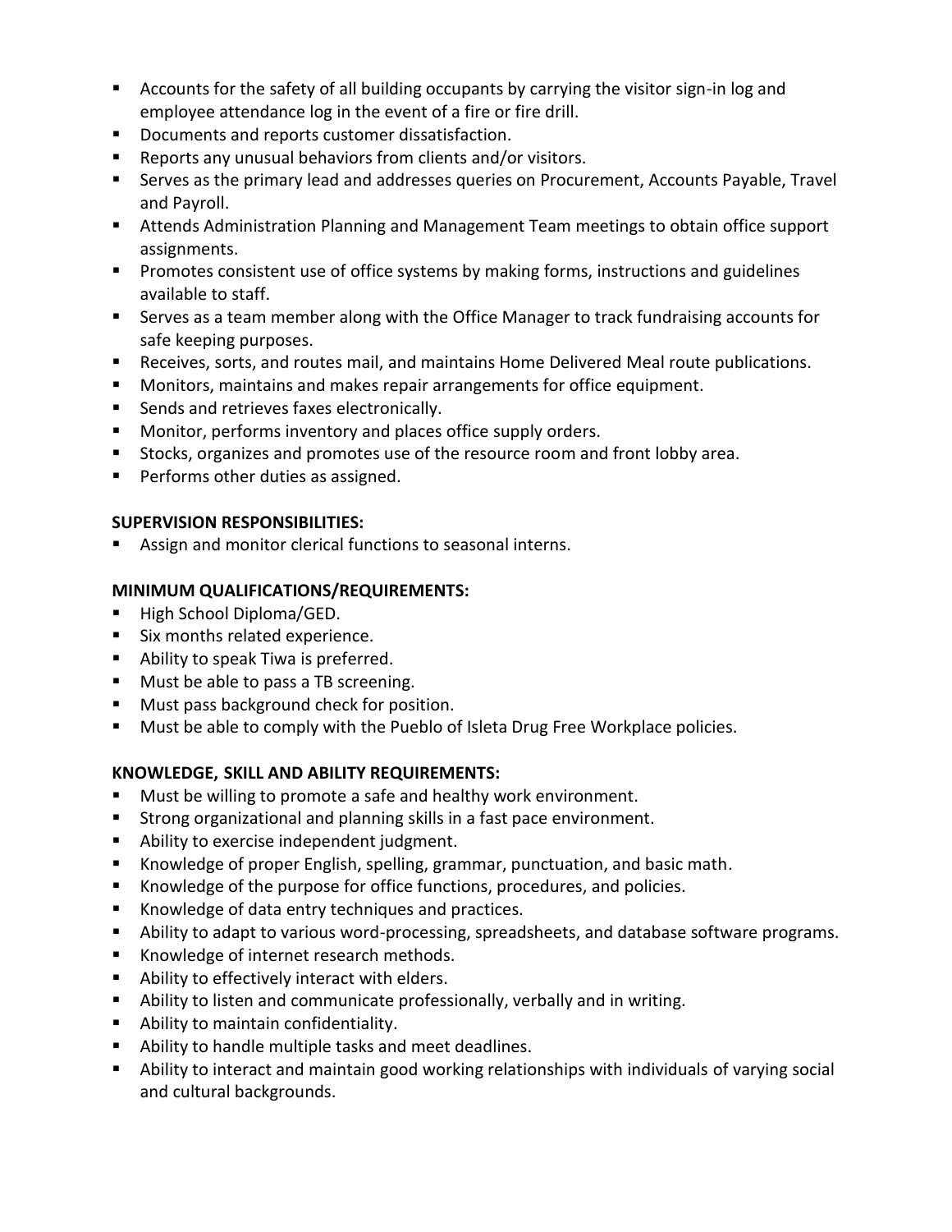- Accounts for the safety of all building occupants by carrying the visitor sign-in log and employee attendance log in the event of a fire or fire drill.
- Documents and reports customer dissatisfaction.
- Reports any unusual behaviors from clients and/or visitors.
- Serves as the primary lead and addresses queries on Procurement, Accounts Payable, Travel and Payroll.
- Attends Administration Planning and Management Team meetings to obtain office support assignments.
- Promotes consistent use of office systems by making forms, instructions and guidelines available to staff.
- Serves as a team member along with the Office Manager to track fundraising accounts for safe keeping purposes.
- Receives, sorts, and routes mail, and maintains Home Delivered Meal route publications.
- Monitors, maintains and makes repair arrangements for office equipment.
- Sends and retrieves faxes electronically.
- Monitor, performs inventory and places office supply orders.
- Stocks, organizes and promotes use of the resource room and front lobby area.
- Performs other duties as assigned.

**SUPERVISION RESPONSIBILITIES:**

- Assign and monitor clerical functions to seasonal interns.

**MINIMUM QUALIFICATIONS/REQUIREMENTS:**

- High School Diploma/GED.
- Six months related experience.
- Ability to speak Tiwa is preferred.
- Must be able to pass a TB screening.
- Must pass background check for position.
- Must be able to comply with the Pueblo of Isleta Drug Free Workplace policies.

**KNOWLEDGE, SKILL AND ABILITY REQUIREMENTS:**

- Must be willing to promote a safe and healthy work environment.
- Strong organizational and planning skills in a fast pace environment.
- Ability to exercise independent judgment.
- Knowledge of proper English, spelling, grammar, punctuation, and basic math.
- Knowledge of the purpose for office functions, procedures, and policies.
- Knowledge of data entry techniques and practices.
- Ability to adapt to various word-processing, spreadsheets, and database software programs.
- Knowledge of internet research methods.
- Ability to effectively interact with elders.
- Ability to listen and communicate professionally, verbally and in writing.
- Ability to maintain confidentiality.
- Ability to handle multiple tasks and meet deadlines.
- Ability to interact and maintain good working relationships with individuals of varying social and cultural backgrounds.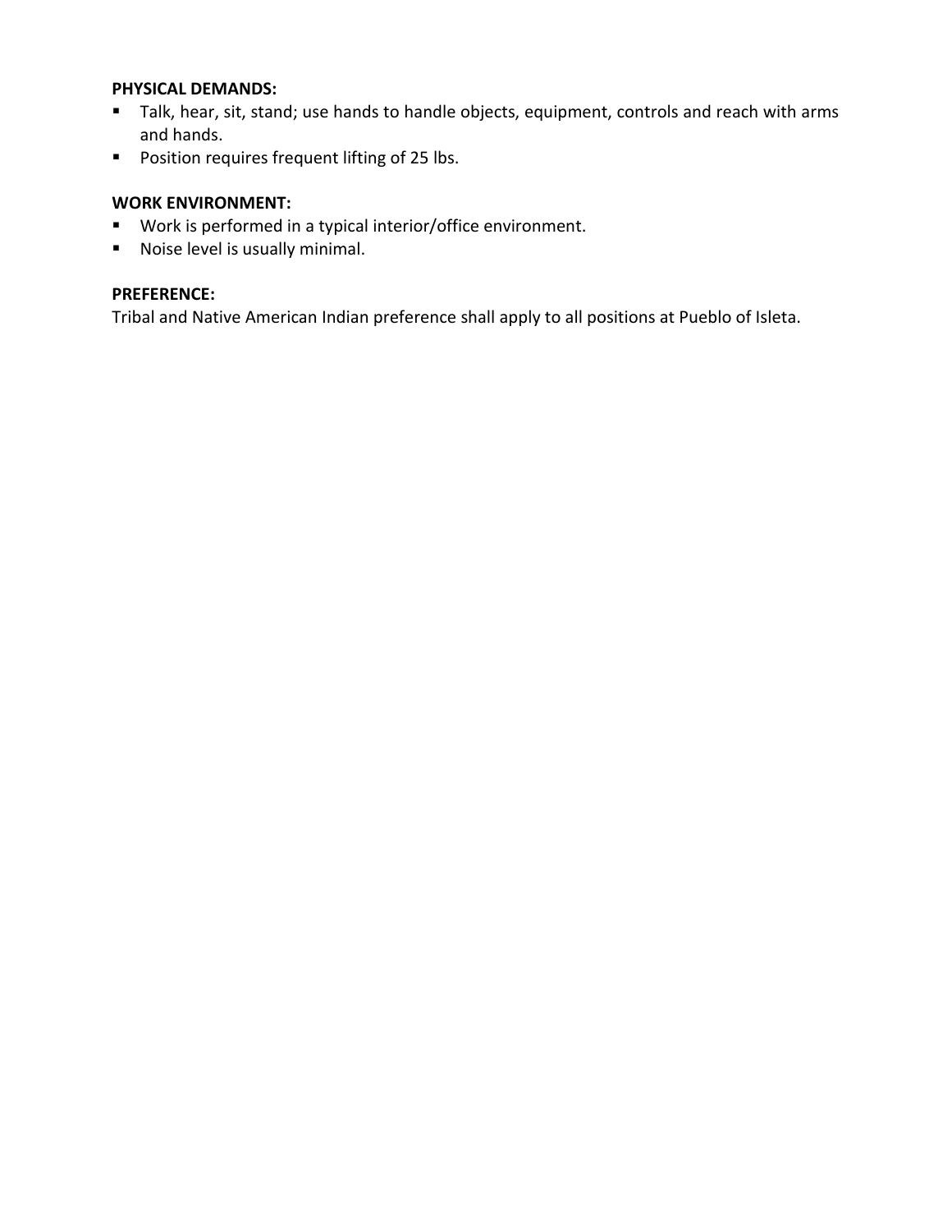**PHYSICAL DEMANDS:**

- Talk, hear, sit, stand; use hands to handle objects, equipment, controls and reach with arms and hands.
- Position requires frequent lifting of 25 lbs.

**WORK ENVIRONMENT:**

- Work is performed in a typical interior/office environment.
- Noise level is usually minimal.

**PREFERENCE:**

Tribal and Native American Indian preference shall apply to all positions at Pueblo of Isleta.